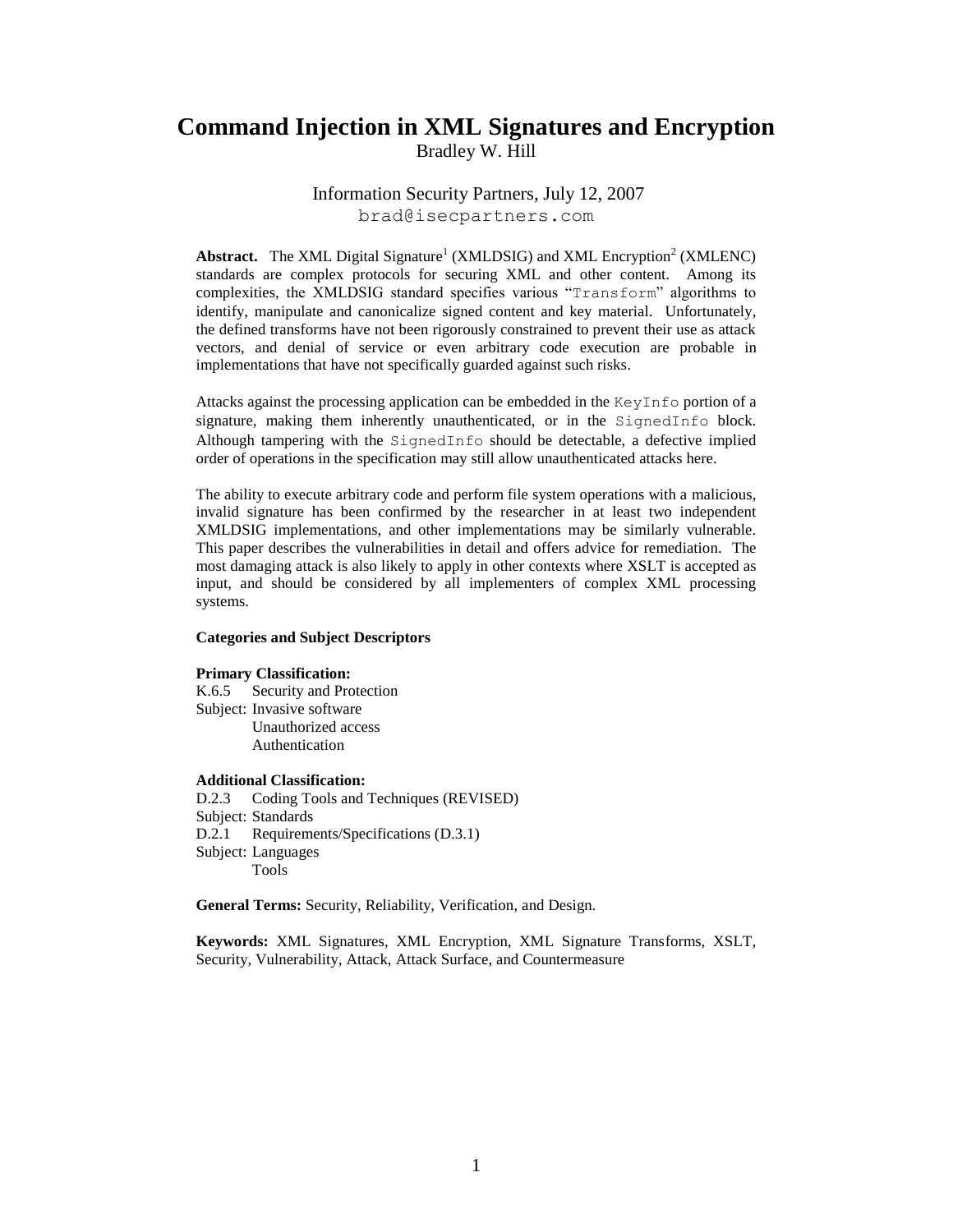# Command Injection in XML Signatures and Encryption

Bradley W. Hill

Information Security Partners, July 12, 2007

brad@isecpartners.com

**Abstract.** The XML Digital Signature[1] (XMLDSIG) and XML Encryption[2] (XMLENC) standards are complex protocols for securing XML and other content. Among its complexities, the XMLDSIG standard specifies various "`Transform`" algorithms to identify, manipulate and canonicalize signed content and key material. Unfortunately, the defined transforms have not been rigorously constrained to prevent their use as attack vectors, and denial of service or even arbitrary code execution are probable in implementations that have not specifically guarded against such risks.

Attacks against the processing application can be embedded in the `KeyInfo` portion of a signature, making them inherently unauthenticated, or in the `SignedInfo` block. Although tampering with the `SignedInfo` should be detectable, a defective implied order of operations in the specification may still allow unauthenticated attacks here.

The ability to execute arbitrary code and perform file system operations with a malicious, invalid signature has been confirmed by the researcher in at least two independent XMLDSIG implementations, and other implementations may be similarly vulnerable. This paper describes the vulnerabilities in detail and offers advice for remediation. The most damaging attack is also likely to apply in other contexts where XSLT is accepted as input, and should be considered by all implementers of complex XML processing systems.

**Categories and Subject Descriptors**

**Primary Classification:**

K.6.5 Security and Protection

Subject: Invasive software
Unauthorized access
Authentication

**Additional Classification:**

D.2.3 Coding Tools and Techniques (REVISED)

Subject: Standards

D.2.1 Requirements/Specifications (D.3.1)

Subject: Languages
Tools

**General Terms:** Security, Reliability, Verification, and Design.

**Keywords:** XML Signatures, XML Encryption, XML Signature Transforms, XSLT, Security, Vulnerability, Attack, Attack Surface, and Countermeasure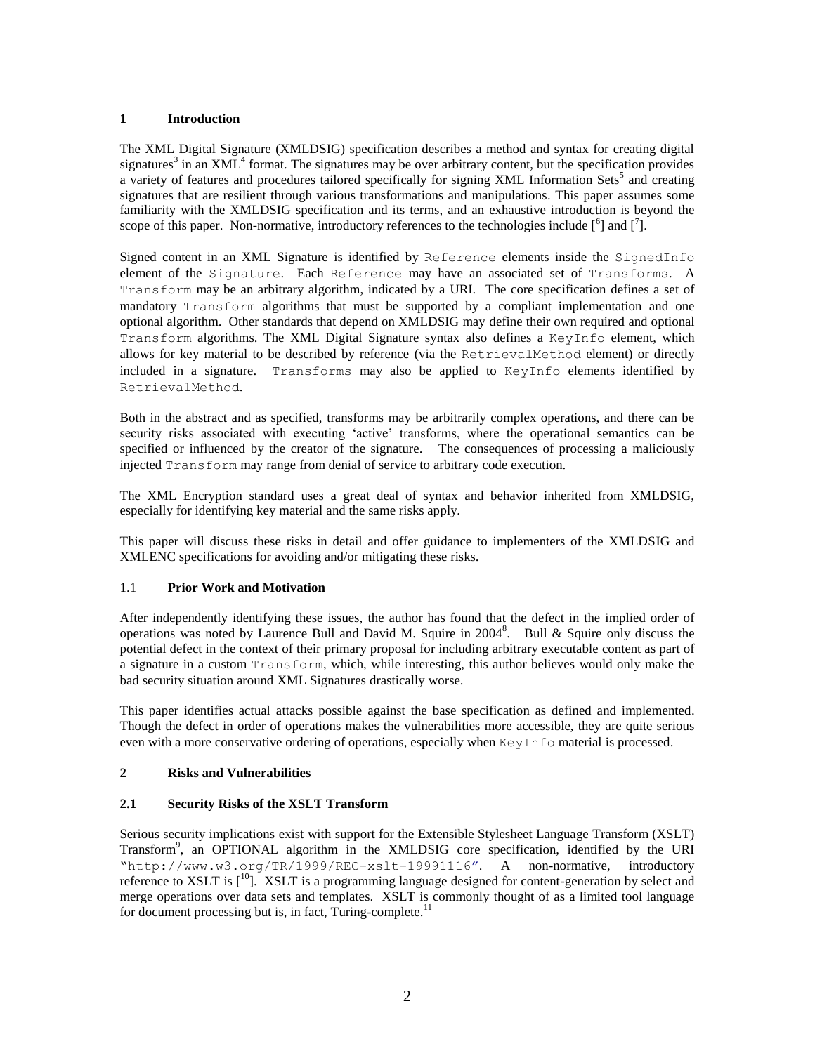## 1 Introduction

The XML Digital Signature (XMLDSIG) specification describes a method and syntax for creating digital signatures[3] in an XML[4] format. The signatures may be over arbitrary content, but the specification provides a variety of features and procedures tailored specifically for signing XML Information Sets[5] and creating signatures that are resilient through various transformations and manipulations. This paper assumes some familiarity with the XMLDSIG specification and its terms, and an exhaustive introduction is beyond the scope of this paper. Non-normative, introductory references to the technologies include [6] and [7].

Signed content in an XML Signature is identified by `Reference` elements inside the `SignedInfo` element of the `Signature`. Each `Reference` may have an associated set of `Transforms`. A `Transform` may be an arbitrary algorithm, indicated by a URI. The core specification defines a set of mandatory `Transform` algorithms that must be supported by a compliant implementation and one optional algorithm. Other standards that depend on XMLDSIG may define their own required and optional `Transform` algorithms. The XML Digital Signature syntax also defines a `KeyInfo` element, which allows for key material to be described by reference (via the `RetrievalMethod` element) or directly included in a signature. `Transforms` may also be applied to `KeyInfo` elements identified by `RetrievalMethod`.

Both in the abstract and as specified, transforms may be arbitrarily complex operations, and there can be security risks associated with executing 'active' transforms, where the operational semantics can be specified or influenced by the creator of the signature. The consequences of processing a maliciously injected `Transform` may range from denial of service to arbitrary code execution.

The XML Encryption standard uses a great deal of syntax and behavior inherited from XMLDSIG, especially for identifying key material and the same risks apply.

This paper will discuss these risks in detail and offer guidance to implementers of the XMLDSIG and XMLENC specifications for avoiding and/or mitigating these risks.

### 1.1 Prior Work and Motivation

After independently identifying these issues, the author has found that the defect in the implied order of operations was noted by Laurence Bull and David M. Squire in 2004[8]. Bull & Squire only discuss the potential defect in the context of their primary proposal for including arbitrary executable content as part of a signature in a custom `Transform`, which, while interesting, this author believes would only make the bad security situation around XML Signatures drastically worse.

This paper identifies actual attacks possible against the base specification as defined and implemented. Though the defect in order of operations makes the vulnerabilities more accessible, they are quite serious even with a more conservative ordering of operations, especially when `KeyInfo` material is processed.

## 2 Risks and Vulnerabilities

### 2.1 Security Risks of the XSLT Transform

Serious security implications exist with support for the Extensible Stylesheet Language Transform (XSLT) Transform[9], an OPTIONAL algorithm in the XMLDSIG core specification, identified by the URI "`http://www.w3.org/TR/1999/REC-xslt-19991116`". A non-normative, introductory reference to XSLT is [10]. XSLT is a programming language designed for content-generation by select and merge operations over data sets and templates. XSLT is commonly thought of as a limited tool language for document processing but is, in fact, Turing-complete.[11]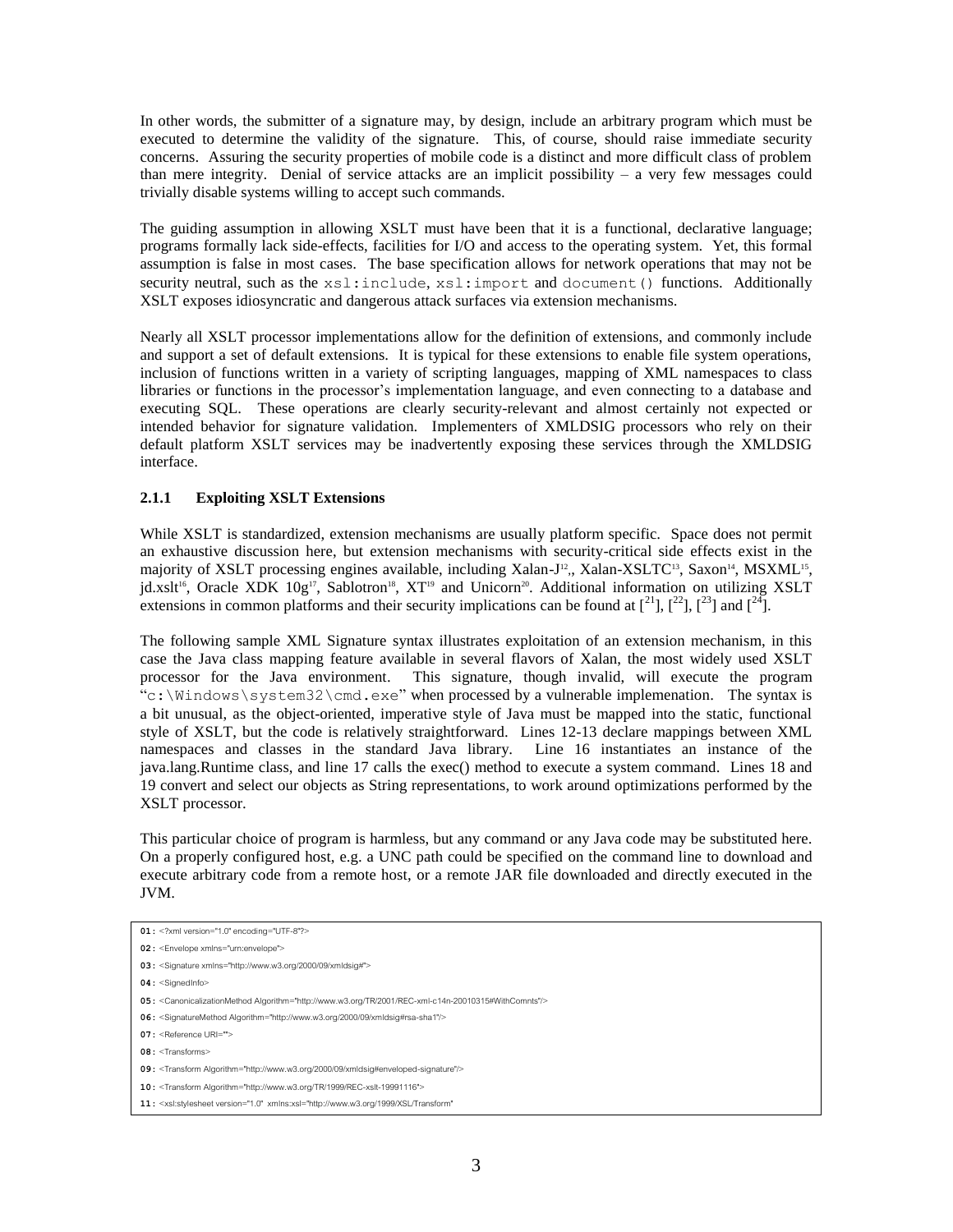In other words, the submitter of a signature may, by design, include an arbitrary program which must be executed to determine the validity of the signature. This, of course, should raise immediate security concerns. Assuring the security properties of mobile code is a distinct and more difficult class of problem than mere integrity. Denial of service attacks are an implicit possibility – a very few messages could trivially disable systems willing to accept such commands.

The guiding assumption in allowing XSLT must have been that it is a functional, declarative language; programs formally lack side-effects, facilities for I/O and access to the operating system. Yet, this formal assumption is false in most cases. The base specification allows for network operations that may not be security neutral, such as the `xsl:include`, `xsl:import` and `document()` functions. Additionally XSLT exposes idiosyncratic and dangerous attack surfaces via extension mechanisms.

Nearly all XSLT processor implementations allow for the definition of extensions, and commonly include and support a set of default extensions. It is typical for these extensions to enable file system operations, inclusion of functions written in a variety of scripting languages, mapping of XML namespaces to class libraries or functions in the processor's implementation language, and even connecting to a database and executing SQL. These operations are clearly security-relevant and almost certainly not expected or intended behavior for signature validation. Implementers of XMLDSIG processors who rely on their default platform XSLT services may be inadvertently exposing these services through the XMLDSIG interface.

### 2.1.1 Exploiting XSLT Extensions

While XSLT is standardized, extension mechanisms are usually platform specific. Space does not permit an exhaustive discussion here, but extension mechanisms with security-critical side effects exist in the majority of XSLT processing engines available, including Xalan-J[12],, Xalan-XSLTC[13], Saxon[14], MSXML[15], jd.xslt[16], Oracle XDK 10g[17], Sablotron[18], XT[19] and Unicorn[20]. Additional information on utilizing XSLT extensions in common platforms and their security implications can be found at [[21]], [[22]], [[23]] and [[24]].

The following sample XML Signature syntax illustrates exploitation of an extension mechanism, in this case the Java class mapping feature available in several flavors of Xalan, the most widely used XSLT processor for the Java environment. This signature, though invalid, will execute the program "`c:\Windows\system32\cmd.exe`" when processed by a vulnerable implemenation. The syntax is a bit unusual, as the object-oriented, imperative style of Java must be mapped into the static, functional style of XSLT, but the code is relatively straightforward. Lines 12-13 declare mappings between XML namespaces and classes in the standard Java library. Line 16 instantiates an instance of the java.lang.Runtime class, and line 17 calls the exec() method to execute a system command. Lines 18 and 19 convert and select our objects as String representations, to work around optimizations performed by the XSLT processor.

This particular choice of program is harmless, but any command or any Java code may be substituted here. On a properly configured host, e.g. a UNC path could be specified on the command line to download and execute arbitrary code from a remote host, or a remote JAR file downloaded and directly executed in the JVM.

```
01: <?xml version="1.0" encoding="UTF-8"?>
02: <Envelope xmlns="urn:envelope">
03: <Signature xmlns="http://www.w3.org/2000/09/xmldsig#">
04: <SignedInfo>
05: <CanonicalizationMethod Algorithm="http://www.w3.org/TR/2001/REC-xml-c14n-20010315#WithComnts"/>
06: <SignatureMethod Algorithm="http://www.w3.org/2000/09/xmldsig#rsa-sha1"/>
07: <Reference URI="">
08: <Transforms>
09: <Transform Algorithm="http://www.w3.org/2000/09/xmldsig#enveloped-signature"/>
10: <Transform Algorithm="http://www.w3.org/TR/1999/REC-xslt-19991116">
11: <xsl:stylesheet version="1.0" xmlns:xsl="http://www.w3.org/1999/XSL/Transform"
```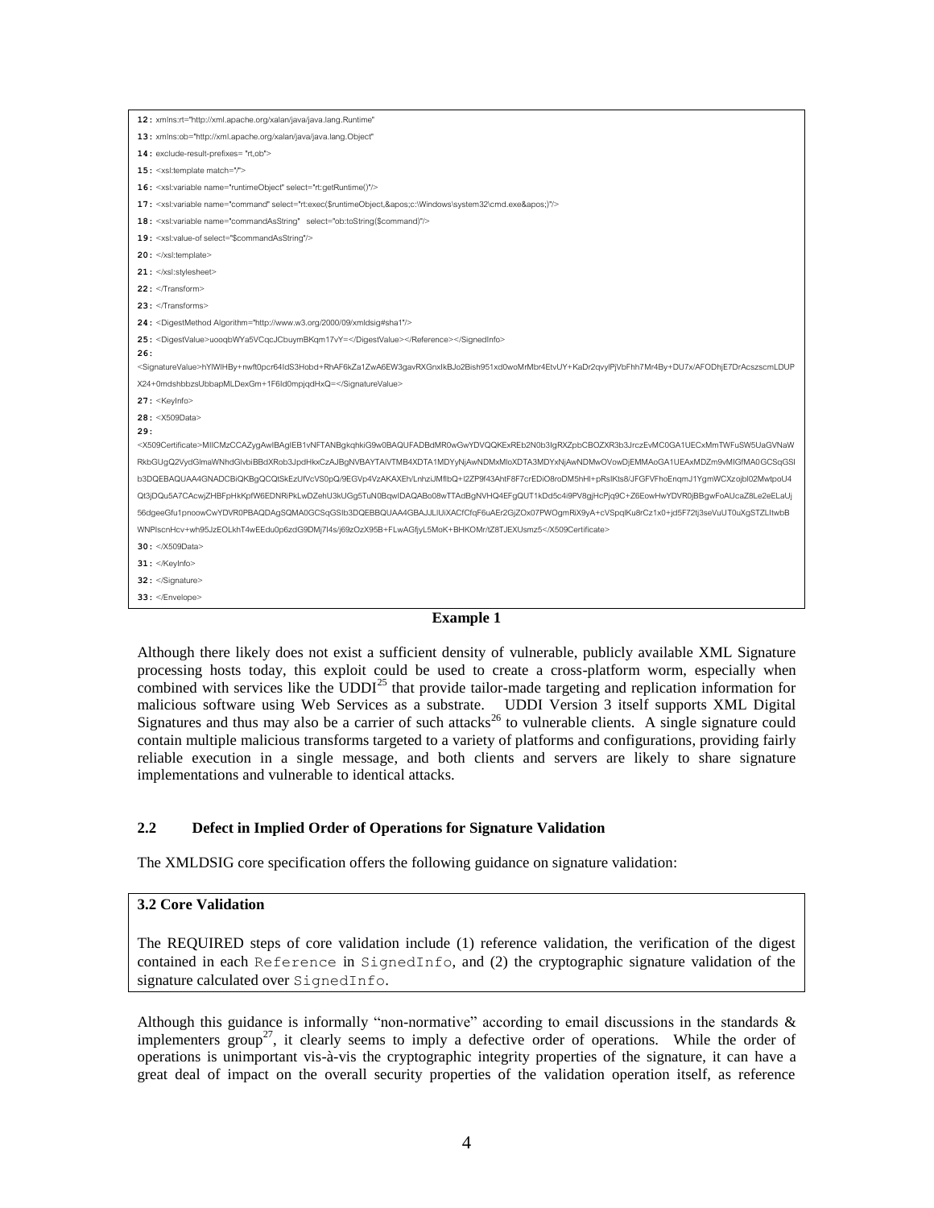```
12: xmlns:rt="http://xml.apache.org/xalan/java/java.lang.Runtime"
13: xmlns:ob="http://xml.apache.org/xalan/java/java.lang.Object"
14: exclude-result-prefixes= "rt,ob">
15: <xsl:template match="/">
16: <xsl:variable name="runtimeObject" select="rt:getRuntime()"/>
17: <xsl:variable name="command" select="rt:exec($runtimeObject,&apos;c:\Windows\system32\cmd.exe&apos;)"/>
18: <xsl:variable name="commandAsString"   select="ob:toString($command)"/>
19: <xsl:value-of select="$commandAsString"/>
20: </xsl:template>
21: </xsl:stylesheet>
22: </Transform>
23: </Transforms>
24: <DigestMethod Algorithm="http://www.w3.org/2000/09/xmldsig#sha1"/>
25: <DigestValue>uooqbWYa5VCqcJCbuymBKqm17vY=</DigestValue></Reference></SignedInfo>
26:
<SignatureValue>hYlWlHBy+nwft0pcr64IdS3Hobd+RhAF6kZa1ZwA6EW3gavRXGnxIkBJo2Bish951xd0woMrMbr4EtvUY+KaDr2qvylPjVbFhh7Mr4By+DU7x/AFODhjE7DrAcszscmLDUP
X24+0mdshbbzsUbbapMLDexGm+1F6Id0mpjqdHxQ=</SignatureValue>
27: <KeyInfo>
28: <X509Data>
29:
<X509Certificate>MIICMzCCAZygAwIBAgIEB1vNFTANBgkqhkiG9w0BAQUFADBdMR0wGwYDVQQKExREb2N0b3IgRXZpbCBOZXR3b3JrczEvMC0GA1UECxMmTWFuSW5UaGVNaW
RkbGUgQ2VydGlmaWNhdGlvbiBBdXRob3JpdHkxCzAJBgNVBAYTAlVTMB4XDTA1MDYyNjAwNDMxMloXDTA3MDYxNjAwNDMwOVowDjEMMAoGA1UEAxMDZm9vMIGfMA0GCSqGSI
b3DQEBAQUAA4GNADCBiQKBgQCQtSkEzUfVcVS0pQ/9EGVp4VzAKAXEh/LnhziJMflbQ+l2ZP9f43AhtF8F7crEDiO8roDM5hHl+pRsIKts8/JFGFVFhoEnqmJ1YgmWCXzojbl02MwtpoU4
Qt3jDQu5A7CAcwjZHBFpHkKpfW6EDNRiPkLwDZehU3kUGg5TuN0BqwIDAQABo08wTTAdBgNVHQ4EFgQUT1kDd5c4i9PV8gjHcPjq9C+Z6EowHwYDVR0jBBgwFoAUcaZ8Le2eELaUj
56dgeeGfu1pnoowCwYDVR0PBAQDAgSQMA0GCSqGSIb3DQEBBQUAA4GBAJJLlUiXACfCfqF6uAEr2GjZOx07PWOgmRiX9yA+cVSpqlKu8rCz1x0+jd5F72tj3seVuUT0uXgSTZLltwbB
WNPlscnHcv+wh95JzEOLkhT4wEEdu0p6zdG9DMj7l4s/j69zOzX95B+FLwAGfjyL5MoK+BHKOMr/tZ8TJEXUsmz5</X509Certificate>
30: </X509Data>
31: </KeyInfo>
32: </Signature>
33: </Envelope>
```

**Example 1**

Although there likely does not exist a sufficient density of vulnerable, publicly available XML Signature processing hosts today, this exploit could be used to create a cross-platform worm, especially when combined with services like the UDDI[25] that provide tailor-made targeting and replication information for malicious software using Web Services as a substrate. UDDI Version 3 itself supports XML Digital Signatures and thus may also be a carrier of such attacks[26] to vulnerable clients. A single signature could contain multiple malicious transforms targeted to a variety of platforms and configurations, providing fairly reliable execution in a single message, and both clients and servers are likely to share signature implementations and vulnerable to identical attacks.

### 2.2 Defect in Implied Order of Operations for Signature Validation

The XMLDSIG core specification offers the following guidance on signature validation:

> **3.2 Core Validation**
>
> The REQUIRED steps of core validation include (1) reference validation, the verification of the digest contained in each `Reference` in `SignedInfo`, and (2) the cryptographic signature validation of the signature calculated over `SignedInfo`.

Although this guidance is informally "non-normative" according to email discussions in the standards & implementers group[27], it clearly seems to imply a defective order of operations. While the order of operations is unimportant vis-à-vis the cryptographic integrity properties of the signature, it can have a great deal of impact on the overall security properties of the validation operation itself, as reference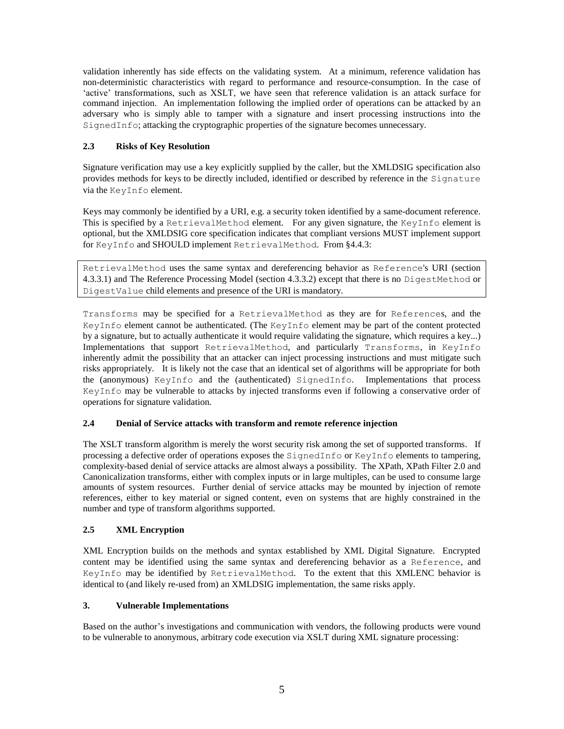validation inherently has side effects on the validating system. At a minimum, reference validation has non-deterministic characteristics with regard to performance and resource-consumption. In the case of 'active' transformations, such as XSLT, we have seen that reference validation is an attack surface for command injection. An implementation following the implied order of operations can be attacked by an adversary who is simply able to tamper with a signature and insert processing instructions into the `SignedInfo`; attacking the cryptographic properties of the signature becomes unnecessary.

### 2.3 Risks of Key Resolution

Signature verification may use a key explicitly supplied by the caller, but the XMLDSIG specification also provides methods for keys to be directly included, identified or described by reference in the `Signature` via the `KeyInfo` element.

Keys may commonly be identified by a URI, e.g. a security token identified by a same-document reference. This is specified by a `RetrievalMethod` element. For any given signature, the `KeyInfo` element is optional, but the XMLDSIG core specification indicates that compliant versions MUST implement support for `KeyInfo` and SHOULD implement `RetrievalMethod`. From §4.4.3:

> `RetrievalMethod` uses the same syntax and dereferencing behavior as `Reference`'s URI (section 4.3.3.1) and The Reference Processing Model (section 4.3.3.2) except that there is no `DigestMethod` or `DigestValue` child elements and presence of the URI is mandatory.

`Transforms` may be specified for a `RetrievalMethod` as they are for `Reference`s, and the `KeyInfo` element cannot be authenticated. (The `KeyInfo` element may be part of the content protected by a signature, but to actually authenticate it would require validating the signature, which requires a key...) Implementations that support `RetrievalMethod`, and particularly `Transforms`, in `KeyInfo` inherently admit the possibility that an attacker can inject processing instructions and must mitigate such risks appropriately. It is likely not the case that an identical set of algorithms will be appropriate for both the (anonymous) `KeyInfo` and the (authenticated) `SignedInfo`. Implementations that process `KeyInfo` may be vulnerable to attacks by injected transforms even if following a conservative order of operations for signature validation.

### 2.4 Denial of Service attacks with transform and remote reference injection

The XSLT transform algorithm is merely the worst security risk among the set of supported transforms. If processing a defective order of operations exposes the `SignedInfo` or `KeyInfo` elements to tampering, complexity-based denial of service attacks are almost always a possibility. The XPath, XPath Filter 2.0 and Canonicalization transforms, either with complex inputs or in large multiples, can be used to consume large amounts of system resources. Further denial of service attacks may be mounted by injection of remote references, either to key material or signed content, even on systems that are highly constrained in the number and type of transform algorithms supported.

### 2.5 XML Encryption

XML Encryption builds on the methods and syntax established by XML Digital Signature. Encrypted content may be identified using the same syntax and dereferencing behavior as a `Reference`, and `KeyInfo` may be identified by `RetrievalMethod`. To the extent that this XMLENC behavior is identical to (and likely re-used from) an XMLDSIG implementation, the same risks apply.

## 3. Vulnerable Implementations

Based on the author's investigations and communication with vendors, the following products were vound to be vulnerable to anonymous, arbitrary code execution via XSLT during XML signature processing: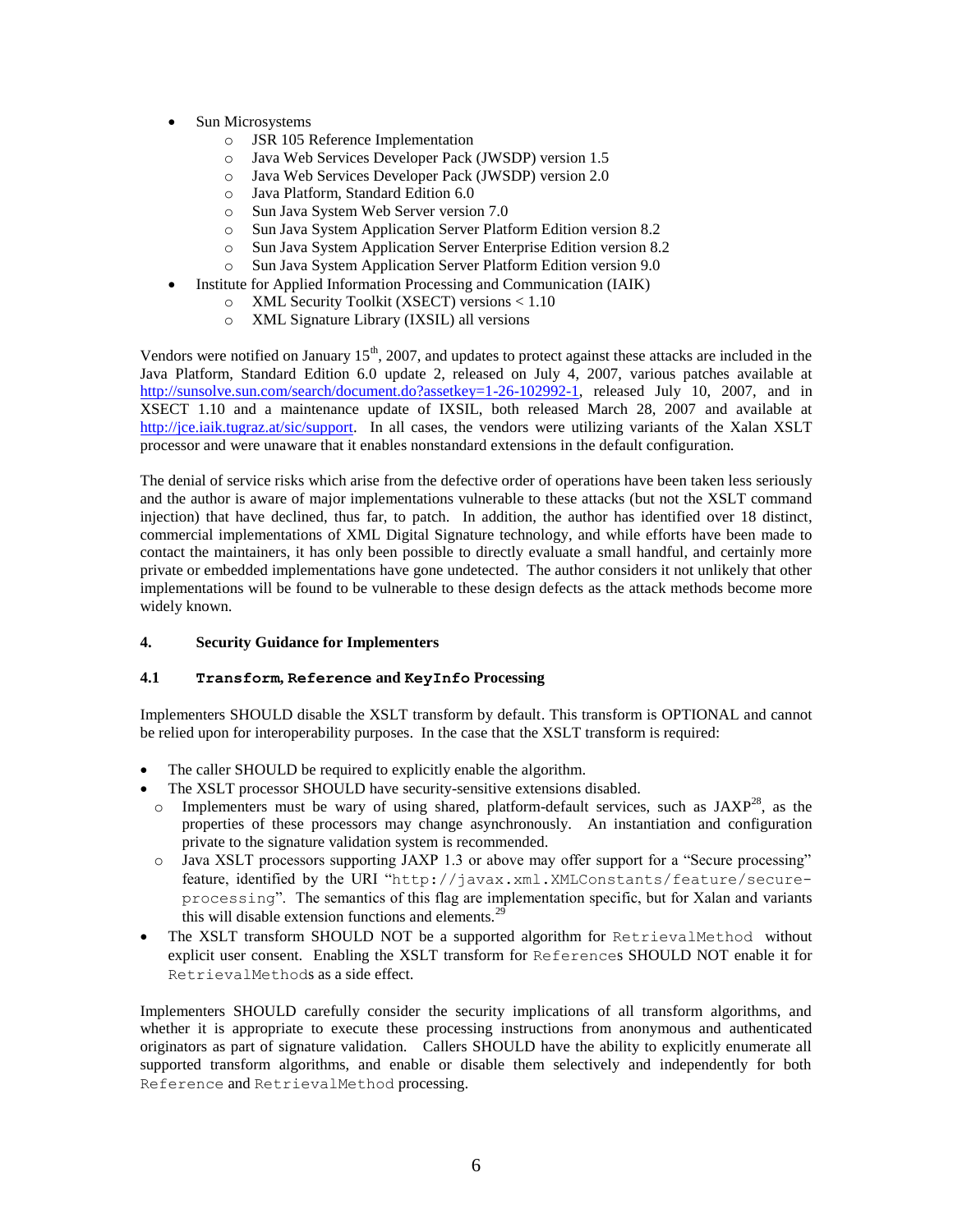- Sun Microsystems
  - JSR 105 Reference Implementation
  - Java Web Services Developer Pack (JWSDP) version 1.5
  - Java Web Services Developer Pack (JWSDP) version 2.0
  - Java Platform, Standard Edition 6.0
  - Sun Java System Web Server version 7.0
  - Sun Java System Application Server Platform Edition version 8.2
  - Sun Java System Application Server Enterprise Edition version 8.2
  - Sun Java System Application Server Platform Edition version 9.0
- Institute for Applied Information Processing and Communication (IAIK)
  - XML Security Toolkit (XSECT) versions < 1.10
  - XML Signature Library (IXSIL) all versions

Vendors were notified on January 15th, 2007, and updates to protect against these attacks are included in the Java Platform, Standard Edition 6.0 update 2, released on July 4, 2007, various patches available at http://sunsolve.sun.com/search/document.do?assetkey=1-26-102992-1, released July 10, 2007, and in XSECT 1.10 and a maintenance update of IXSIL, both released March 28, 2007 and available at http://jce.iaik.tugraz.at/sic/support. In all cases, the vendors were utilizing variants of the Xalan XSLT processor and were unaware that it enables nonstandard extensions in the default configuration.

The denial of service risks which arise from the defective order of operations have been taken less seriously and the author is aware of major implementations vulnerable to these attacks (but not the XSLT command injection) that have declined, thus far, to patch. In addition, the author has identified over 18 distinct, commercial implementations of XML Digital Signature technology, and while efforts have been made to contact the maintainers, it has only been possible to directly evaluate a small handful, and certainly more private or embedded implementations have gone undetected. The author considers it not unlikely that other implementations will be found to be vulnerable to these design defects as the attack methods become more widely known.

## 4. Security Guidance for Implementers

### 4.1 `Transform`, `Reference` and `KeyInfo` Processing

Implementers SHOULD disable the XSLT transform by default. This transform is OPTIONAL and cannot be relied upon for interoperability purposes. In the case that the XSLT transform is required:

- The caller SHOULD be required to explicitly enable the algorithm.
- The XSLT processor SHOULD have security-sensitive extensions disabled.
  - Implementers must be wary of using shared, platform-default services, such as JAXP[28], as the properties of these processors may change asynchronously. An instantiation and configuration private to the signature validation system is recommended.
  - Java XSLT processors supporting JAXP 1.3 or above may offer support for a "Secure processing" feature, identified by the URI "`http://javax.xml.XMLConstants/feature/secure-processing`". The semantics of this flag are implementation specific, but for Xalan and variants this will disable extension functions and elements.[29]
- The XSLT transform SHOULD NOT be a supported algorithm for `RetrievalMethod` without explicit user consent. Enabling the XSLT transform for `Reference`s SHOULD NOT enable it for `RetrievalMethod`s as a side effect.

Implementers SHOULD carefully consider the security implications of all transform algorithms, and whether it is appropriate to execute these processing instructions from anonymous and authenticated originators as part of signature validation. Callers SHOULD have the ability to explicitly enumerate all supported transform algorithms, and enable or disable them selectively and independently for both `Reference` and `RetrievalMethod` processing.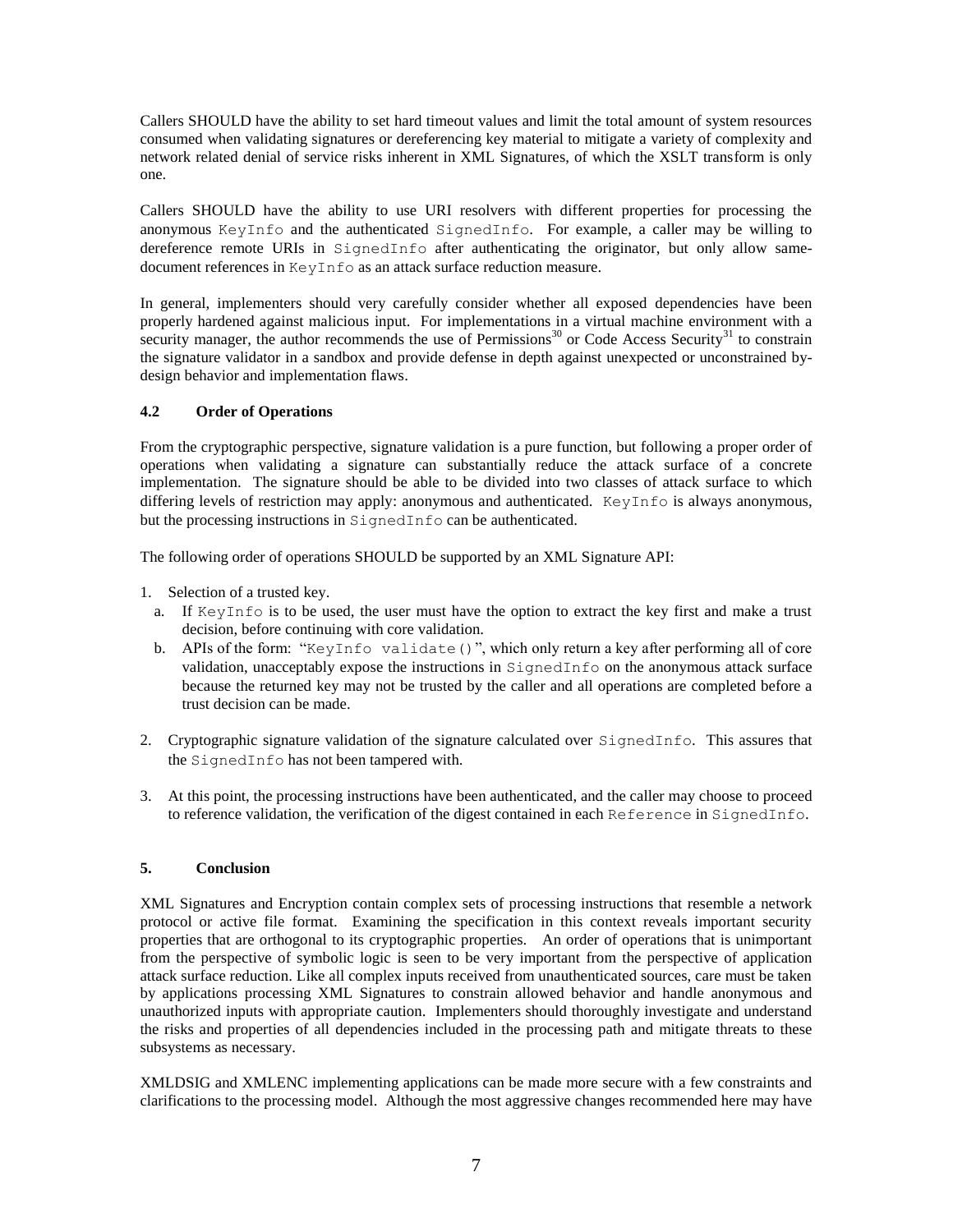Callers SHOULD have the ability to set hard timeout values and limit the total amount of system resources consumed when validating signatures or dereferencing key material to mitigate a variety of complexity and network related denial of service risks inherent in XML Signatures, of which the XSLT transform is only one.

Callers SHOULD have the ability to use URI resolvers with different properties for processing the anonymous `KeyInfo` and the authenticated `SignedInfo`. For example, a caller may be willing to dereference remote URIs in `SignedInfo` after authenticating the originator, but only allow same-document references in `KeyInfo` as an attack surface reduction measure.

In general, implementers should very carefully consider whether all exposed dependencies have been properly hardened against malicious input. For implementations in a virtual machine environment with a security manager, the author recommends the use of Permissions[30] or Code Access Security[31] to constrain the signature validator in a sandbox and provide defense in depth against unexpected or unconstrained by-design behavior and implementation flaws.

### 4.2 Order of Operations

From the cryptographic perspective, signature validation is a pure function, but following a proper order of operations when validating a signature can substantially reduce the attack surface of a concrete implementation. The signature should be able to be divided into two classes of attack surface to which differing levels of restriction may apply: anonymous and authenticated. `KeyInfo` is always anonymous, but the processing instructions in `SignedInfo` can be authenticated.

The following order of operations SHOULD be supported by an XML Signature API:

1. Selection of a trusted key.
   a. If `KeyInfo` is to be used, the user must have the option to extract the key first and make a trust decision, before continuing with core validation.
   b. APIs of the form: "`KeyInfo validate()`", which only return a key after performing all of core validation, unacceptably expose the instructions in `SignedInfo` on the anonymous attack surface because the returned key may not be trusted by the caller and all operations are completed before a trust decision can be made.

2. Cryptographic signature validation of the signature calculated over `SignedInfo`. This assures that the `SignedInfo` has not been tampered with.

3. At this point, the processing instructions have been authenticated, and the caller may choose to proceed to reference validation, the verification of the digest contained in each `Reference` in `SignedInfo`.

## 5. Conclusion

XML Signatures and Encryption contain complex sets of processing instructions that resemble a network protocol or active file format. Examining the specification in this context reveals important security properties that are orthogonal to its cryptographic properties. An order of operations that is unimportant from the perspective of symbolic logic is seen to be very important from the perspective of application attack surface reduction. Like all complex inputs received from unauthenticated sources, care must be taken by applications processing XML Signatures to constrain allowed behavior and handle anonymous and unauthorized inputs with appropriate caution. Implementers should thoroughly investigate and understand the risks and properties of all dependencies included in the processing path and mitigate threats to these subsystems as necessary.

XMLDSIG and XMLENC implementing applications can be made more secure with a few constraints and clarifications to the processing model. Although the most aggressive changes recommended here may have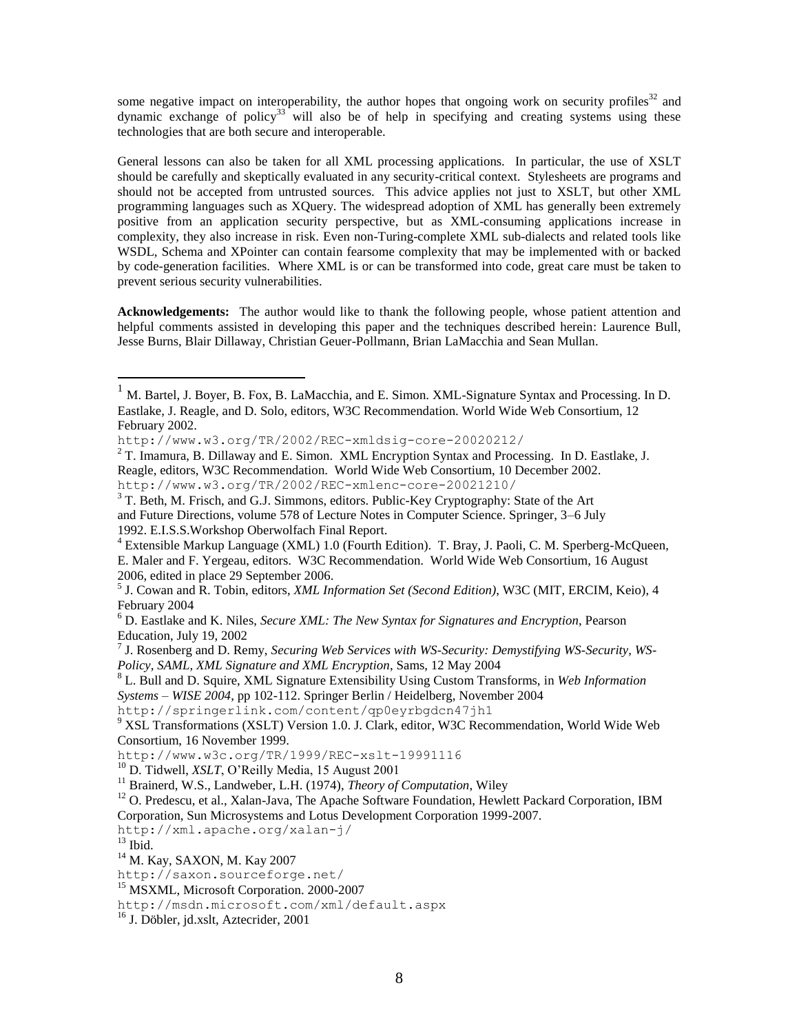some negative impact on interoperability, the author hopes that ongoing work on security profiles[32] and dynamic exchange of policy[33] will also be of help in specifying and creating systems using these technologies that are both secure and interoperable.

General lessons can also be taken for all XML processing applications. In particular, the use of XSLT should be carefully and skeptically evaluated in any security-critical context. Stylesheets are programs and should not be accepted from untrusted sources. This advice applies not just to XSLT, but other XML programming languages such as XQuery. The widespread adoption of XML has generally been extremely positive from an application security perspective, but as XML-consuming applications increase in complexity, they also increase in risk. Even non-Turing-complete XML sub-dialects and related tools like WSDL, Schema and XPointer can contain fearsome complexity that may be implemented with or backed by code-generation facilities. Where XML is or can be transformed into code, great care must be taken to prevent serious security vulnerabilities.

**Acknowledgements:** The author would like to thank the following people, whose patient attention and helpful comments assisted in developing this paper and the techniques described herein: Laurence Bull, Jesse Burns, Blair Dillaway, Christian Geuer-Pollmann, Brian LaMacchia and Sean Mullan.

---

[1] M. Bartel, J. Boyer, B. Fox, B. LaMacchia, and E. Simon. XML-Signature Syntax and Processing. In D. Eastlake, J. Reagle, and D. Solo, editors, W3C Recommendation. World Wide Web Consortium, 12 February 2002.
http://www.w3.org/TR/2002/REC-xmldsig-core-20020212/

[2] T. Imamura, B. Dillaway and E. Simon. XML Encryption Syntax and Processing. In D. Eastlake, J. Reagle, editors, W3C Recommendation. World Wide Web Consortium, 10 December 2002.
http://www.w3.org/TR/2002/REC-xmlenc-core-20021210/

[3] T. Beth, M. Frisch, and G.J. Simmons, editors. Public-Key Cryptography: State of the Art and Future Directions, volume 578 of Lecture Notes in Computer Science. Springer, 3–6 July 1992. E.I.S.S.Workshop Oberwolfach Final Report.

[4] Extensible Markup Language (XML) 1.0 (Fourth Edition). T. Bray, J. Paoli, C. M. Sperberg-McQueen, E. Maler and F. Yergeau, editors. W3C Recommendation. World Wide Web Consortium, 16 August 2006, edited in place 29 September 2006.

[5] J. Cowan and R. Tobin, editors, *XML Information Set (Second Edition)*, W3C (MIT, ERCIM, Keio), 4 February 2004

[6] D. Eastlake and K. Niles, *Secure XML: The New Syntax for Signatures and Encryption*, Pearson Education, July 19, 2002

[7] J. Rosenberg and D. Remy, *Securing Web Services with WS-Security: Demystifying WS-Security, WS-Policy, SAML, XML Signature and XML Encryption*, Sams, 12 May 2004

[8] L. Bull and D. Squire, XML Signature Extensibility Using Custom Transforms, in *Web Information Systems – WISE 2004*, pp 102-112. Springer Berlin / Heidelberg, November 2004
http://springerlink.com/content/qp0eyrbgdcn47jh1

[9] XSL Transformations (XSLT) Version 1.0. J. Clark, editor, W3C Recommendation, World Wide Web Consortium, 16 November 1999.
http://www.w3c.org/TR/1999/REC-xslt-19991116

[10] D. Tidwell, *XSLT*, O'Reilly Media, 15 August 2001

[11] Brainerd, W.S., Landweber, L.H. (1974), *Theory of Computation*, Wiley

[12] O. Predescu, et al., Xalan-Java, The Apache Software Foundation, Hewlett Packard Corporation, IBM Corporation, Sun Microsystems and Lotus Development Corporation 1999-2007.
http://xml.apache.org/xalan-j/

[13] Ibid.

[14] M. Kay, SAXON, M. Kay 2007
http://saxon.sourceforge.net/

[15] MSXML, Microsoft Corporation. 2000-2007
http://msdn.microsoft.com/xml/default.aspx

[16] J. Döbler, jd.xslt, Aztecrider, 2001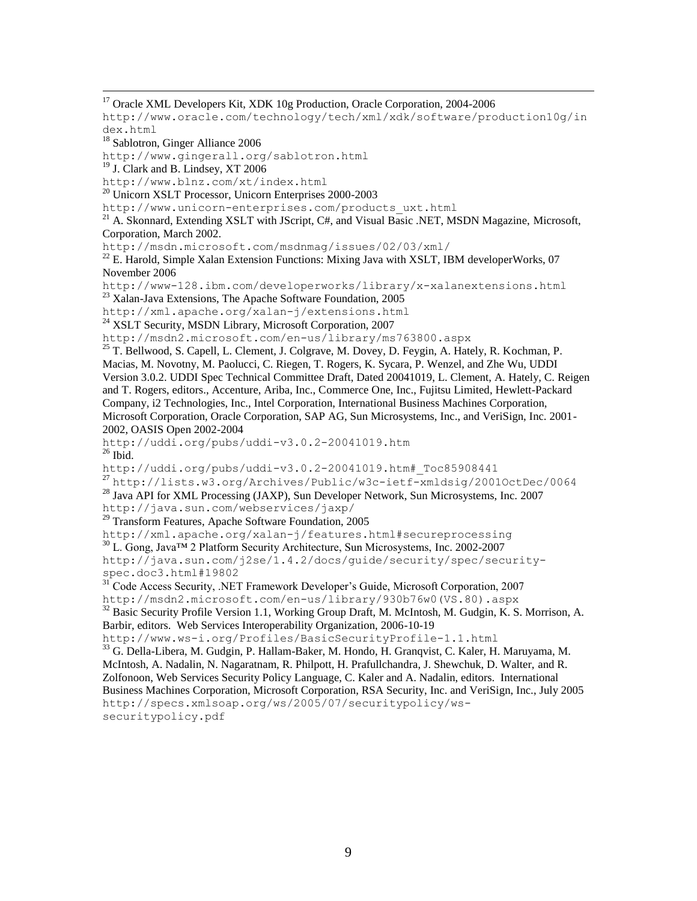[17] Oracle XML Developers Kit, XDK 10g Production, Oracle Corporation, 2004-2006
http://www.oracle.com/technology/tech/xml/xdk/software/production10g/index.html

[18] Sablotron, Ginger Alliance 2006
http://www.gingerall.org/sablotron.html

[19] J. Clark and B. Lindsey, XT 2006
http://www.blnz.com/xt/index.html

[20] Unicorn XSLT Processor, Unicorn Enterprises 2000-2003
http://www.unicorn-enterprises.com/products_uxt.html

[21] A. Skonnard, Extending XSLT with JScript, C#, and Visual Basic .NET, MSDN Magazine, Microsoft, Corporation, March 2002.
http://msdn.microsoft.com/msdnmag/issues/02/03/xml/

[22] E. Harold, Simple Xalan Extension Functions: Mixing Java with XSLT, IBM developerWorks, 07 November 2006
http://www-128.ibm.com/developerworks/library/x-xalanextensions.html

[23] Xalan-Java Extensions, The Apache Software Foundation, 2005
http://xml.apache.org/xalan-j/extensions.html

[24] XSLT Security, MSDN Library, Microsoft Corporation, 2007
http://msdn2.microsoft.com/en-us/library/ms763800.aspx

[25] T. Bellwood, S. Capell, L. Clement, J. Colgrave, M. Dovey, D. Feygin, A. Hately, R. Kochman, P. Macias, M. Novotny, M. Paolucci, C. Riegen, T. Rogers, K. Sycara, P. Wenzel, and Zhe Wu, UDDI Version 3.0.2. UDDI Spec Technical Committee Draft, Dated 20041019, L. Clement, A. Hately, C. Reigen and T. Rogers, editors., Accenture, Ariba, Inc., Commerce One, Inc., Fujitsu Limited, Hewlett-Packard Company, i2 Technologies, Inc., Intel Corporation, International Business Machines Corporation, Microsoft Corporation, Oracle Corporation, SAP AG, Sun Microsystems, Inc., and VeriSign, Inc. 2001-2002, OASIS Open 2002-2004
http://uddi.org/pubs/uddi-v3.0.2-20041019.htm

[26] Ibid.
http://uddi.org/pubs/uddi-v3.0.2-20041019.htm#_Toc85908441

[27] http://lists.w3.org/Archives/Public/w3c-ietf-xmldsig/2001OctDec/0064

[28] Java API for XML Processing (JAXP), Sun Developer Network, Sun Microsystems, Inc. 2007
http://java.sun.com/webservices/jaxp/

[29] Transform Features, Apache Software Foundation, 2005
http://xml.apache.org/xalan-j/features.html#secureprocessing

[30] L. Gong, Java™ 2 Platform Security Architecture, Sun Microsystems, Inc. 2002-2007
http://java.sun.com/j2se/1.4.2/docs/guide/security/spec/security-spec.doc3.html#19802

[31] Code Access Security, .NET Framework Developer's Guide, Microsoft Corporation, 2007
http://msdn2.microsoft.com/en-us/library/930b76w0(VS.80).aspx

[32] Basic Security Profile Version 1.1, Working Group Draft, M. McIntosh, M. Gudgin, K. S. Morrison, A. Barbir, editors. Web Services Interoperability Organization, 2006-10-19
http://www.ws-i.org/Profiles/BasicSecurityProfile-1.1.html

[33] G. Della-Libera, M. Gudgin, P. Hallam-Baker, M. Hondo, H. Granqvist, C. Kaler, H. Maruyama, M. McIntosh, A. Nadalin, N. Nagaratnam, R. Philpott, H. Prafullchandra, J. Shewchuk, D. Walter, and R. Zolfonoon, Web Services Security Policy Language, C. Kaler and A. Nadalin, editors. International Business Machines Corporation, Microsoft Corporation, RSA Security, Inc. and VeriSign, Inc., July 2005
http://specs.xmlsoap.org/ws/2005/07/securitypolicy/ws-securitypolicy.pdf